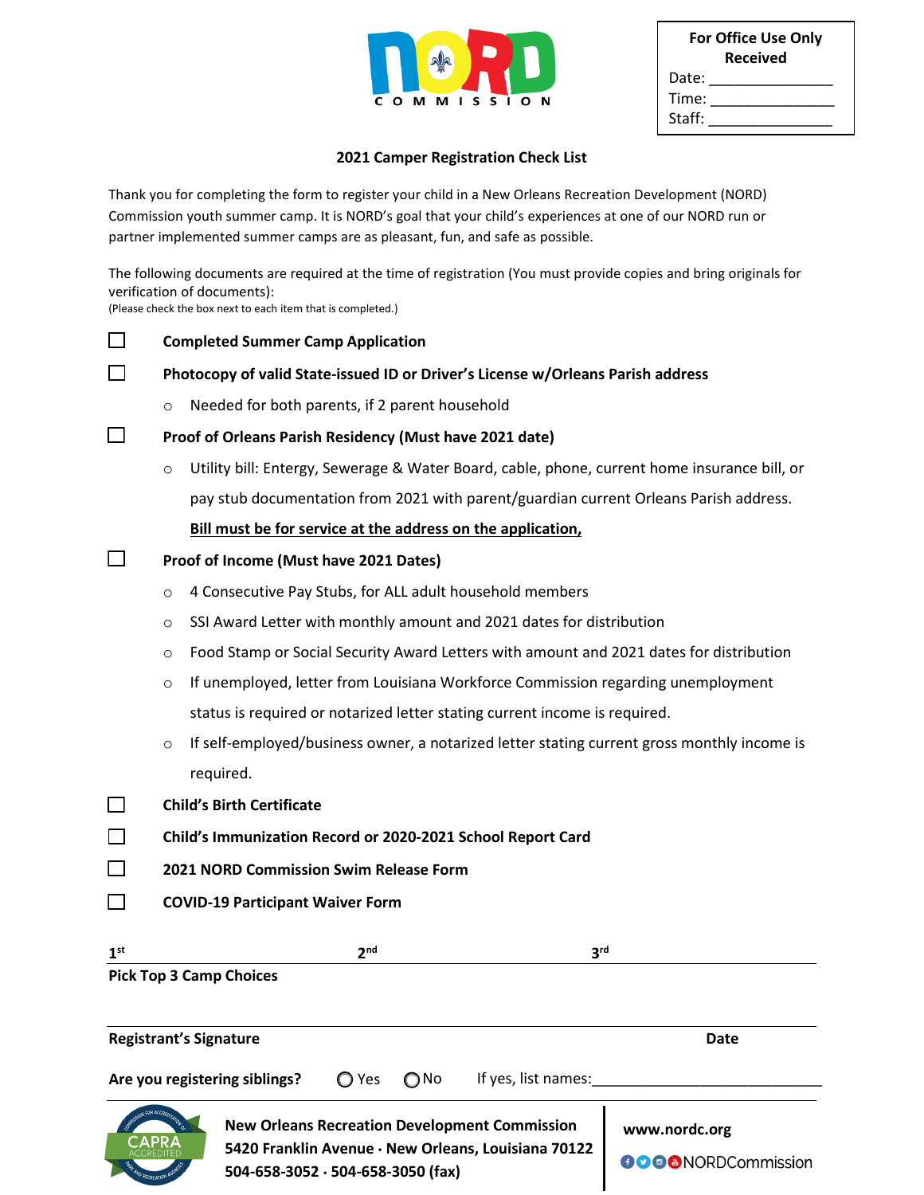NORD COMMISSION

**For Office Use Only**
**Received**

Date: _______________
Time: _______________
Staff: _______________

## 2021 Camper Registration Check List

Thank you for completing the form to register your child in a New Orleans Recreation Development (NORD) Commission youth summer camp. It is NORD's goal that your child's experiences at one of our NORD run or partner implemented summer camps are as pleasant, fun, and safe as possible.

The following documents are required at the time of registration (You must provide copies and bring originals for verification of documents):
(Please check the box next to each item that is completed.)

- ☐ **Completed Summer Camp Application**
- ☐ **Photocopy of valid State-issued ID or Driver's License w/Orleans Parish address**
  - Needed for both parents, if 2 parent household
- ☐ **Proof of Orleans Parish Residency (Must have 2021 date)**
  - Utility bill: Entergy, Sewerage & Water Board, cable, phone, current home insurance bill, or pay stub documentation from 2021 with parent/guardian current Orleans Parish address.

    **Bill must be for service at the address on the application,**
- ☐ **Proof of Income (Must have 2021 Dates)**
  - 4 Consecutive Pay Stubs, for ALL adult household members
  - SSI Award Letter with monthly amount and 2021 dates for distribution
  - Food Stamp or Social Security Award Letters with amount and 2021 dates for distribution
  - If unemployed, letter from Louisiana Workforce Commission regarding unemployment status is required or notarized letter stating current income is required.
  - If self-employed/business owner, a notarized letter stating current gross monthly income is required.
- ☐ **Child's Birth Certificate**
- ☐ **Child's Immunization Record or 2020-2021 School Report Card**
- ☐ **2021 NORD Commission Swim Release Form**
- ☐ **COVID-19 Participant Waiver Form**

1st ______________ 2nd ______________ 3rd ______________

**Pick Top 3 Camp Choices**

______________________________________________

**Registrant's Signature** **Date**

**Are you registering siblings?** ◯ Yes ◯ No If yes, list names:____________________________

CAPRA ACCREDITED

**New Orleans Recreation Development Commission**
**5420 Franklin Avenue · New Orleans, Louisiana 70122**
**504-658-3052 · 504-658-3050 (fax)**

**www.nordc.org**
NORDCommission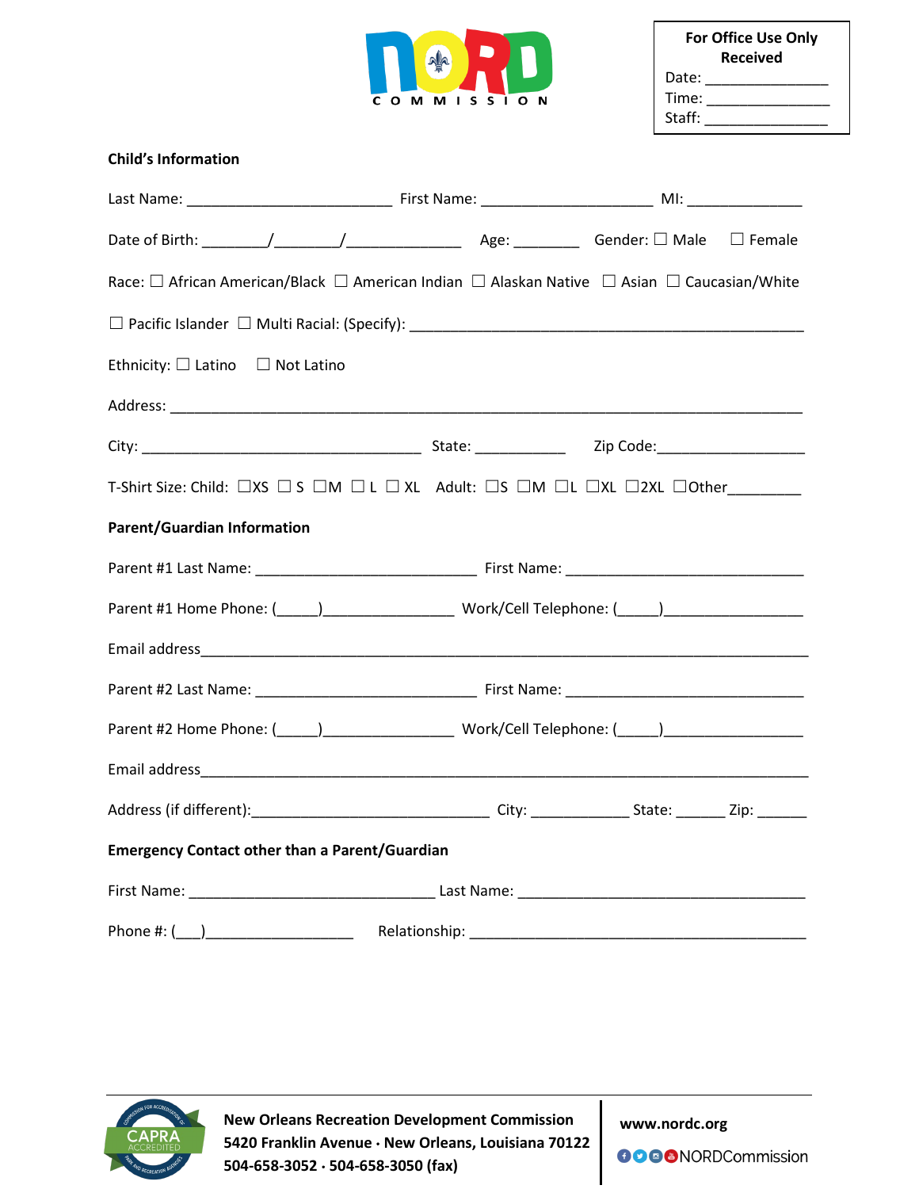NORD COMMISSION

**For Office Use Only**
**Received**
Date: _______________
Time: _______________
Staff: _______________

**Child's Information**

Last Name: _________________________ First Name: _____________________ MI: ______________

Date of Birth: ________/________/______________ Age: ________ Gender: ☐ Male ☐ Female

Race: ☐ African American/Black ☐ American Indian ☐ Alaskan Native ☐ Asian ☐ Caucasian/White

☐ Pacific Islander ☐ Multi Racial: (Specify): ________________________________________________

Ethnicity: ☐ Latino ☐ Not Latino

Address: ____________________________________________________________________________

City: __________________________________ State: ___________ Zip Code:__________________

T-Shirt Size: Child: ☐XS ☐ S ☐M ☐ L ☐ XL Adult: ☐S ☐M ☐L ☐XL ☐2XL ☐Other_________

**Parent/Guardian Information**

Parent #1 Last Name: ___________________________ First Name: _____________________________

Parent #1 Home Phone: (_____)________________ Work/Cell Telephone: (_____)_________________

Email address_________________________________________________________________________

Parent #2 Last Name: ___________________________ First Name: _____________________________

Parent #2 Home Phone: (_____)________________ Work/Cell Telephone: (_____)_________________

Email address_________________________________________________________________________

Address (if different):_____________________________ City: ____________ State: ______ Zip: ______

**Emergency Contact other than a Parent/Guardian**

First Name: ______________________________ Last Name: ___________________________________

Phone #: (___)__________________ Relationship: __________________________________________

**New Orleans Recreation Development Commission**
**5420 Franklin Avenue · New Orleans, Louisiana 70122**
**504-658-3052 · 504-658-3050 (fax)**

**www.nordc.org**
NORDCommission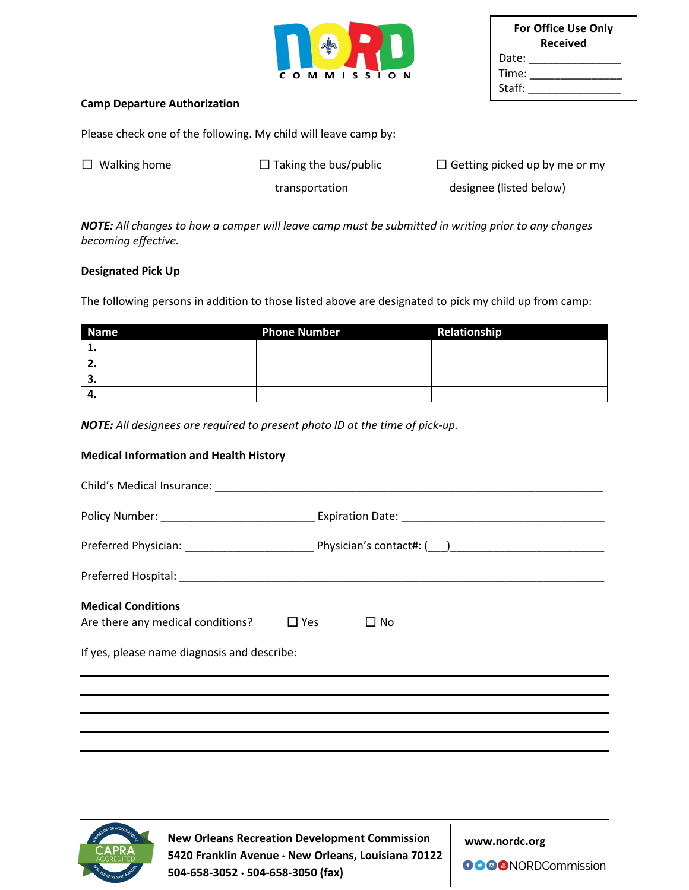**For Office Use Only**
**Received**
Date: _______________
Time: _______________
Staff: _______________

**Camp Departure Authorization**

Please check one of the following. My child will leave camp by:

☐ Walking home ☐ Taking the bus/public transportation ☐ Getting picked up by me or my designee (listed below)

***NOTE:*** *All changes to how a camper will leave camp must be submitted in writing prior to any changes becoming effective.*

**Designated Pick Up**

The following persons in addition to those listed above are designated to pick my child up from camp:

| Name | Phone Number | Relationship |
|---|---|---|
| **1.** | | |
| **2.** | | |
| **3.** | | |
| **4.** | | |

***NOTE:*** *All designees are required to present photo ID at the time of pick-up.*

**Medical Information and Health History**

Child's Medical Insurance: _______________________________________________________________

Policy Number: _________________________ Expiration Date: _________________________________

Preferred Physician: _____________________ Physician's contact#: (___)_________________________

Preferred Hospital: _______________________________________________________________________

**Medical Conditions**

Are there any medical conditions? ☐ Yes ☐ No

If yes, please name diagnosis and describe:

_______________________________________________________________________________

_______________________________________________________________________________

_______________________________________________________________________________

_______________________________________________________________________________

_______________________________________________________________________________

**New Orleans Recreation Development Commission**
**5420 Franklin Avenue · New Orleans, Louisiana 70122**
**504-658-3052 · 504-658-3050 (fax)**

**www.nordc.org**
NORDCommission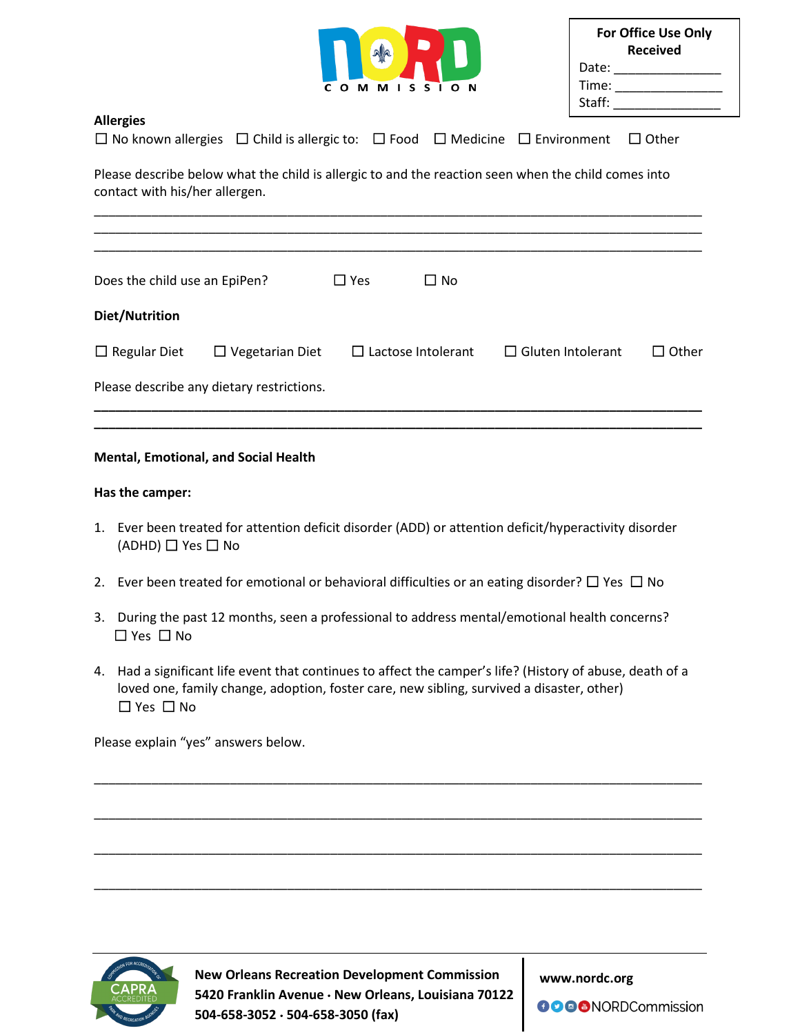**For Office Use Only**
**Received**
Date: _______________
Time: _______________
Staff: _______________

**Allergies**

☐ No known allergies ☐ Child is allergic to: ☐ Food ☐ Medicine ☐ Environment ☐ Other

Please describe below what the child is allergic to and the reaction seen when the child comes into contact with his/her allergen.

_______________________________________________________________________________
_______________________________________________________________________________
_______________________________________________________________________________

Does the child use an EpiPen? ☐ Yes ☐ No

**Diet/Nutrition**

☐ Regular Diet ☐ Vegetarian Diet ☐ Lactose Intolerant ☐ Gluten Intolerant ☐ Other

Please describe any dietary restrictions.

_______________________________________________________________________________
_______________________________________________________________________________

**Mental, Emotional, and Social Health**

**Has the camper:**

1. Ever been treated for attention deficit disorder (ADD) or attention deficit/hyperactivity disorder (ADHD) ☐ Yes ☐ No
2. Ever been treated for emotional or behavioral difficulties or an eating disorder? ☐ Yes ☐ No
3. During the past 12 months, seen a professional to address mental/emotional health concerns? ☐ Yes ☐ No
4. Had a significant life event that continues to affect the camper's life? (History of abuse, death of a loved one, family change, adoption, foster care, new sibling, survived a disaster, other) ☐ Yes ☐ No

Please explain "yes" answers below.

_______________________________________________________________________________
_______________________________________________________________________________
_______________________________________________________________________________
_______________________________________________________________________________

**New Orleans Recreation Development Commission**
**5420 Franklin Avenue · New Orleans, Louisiana 70122**
**504-658-3052 · 504-658-3050 (fax)**

**www.nordc.org**
NORDCommission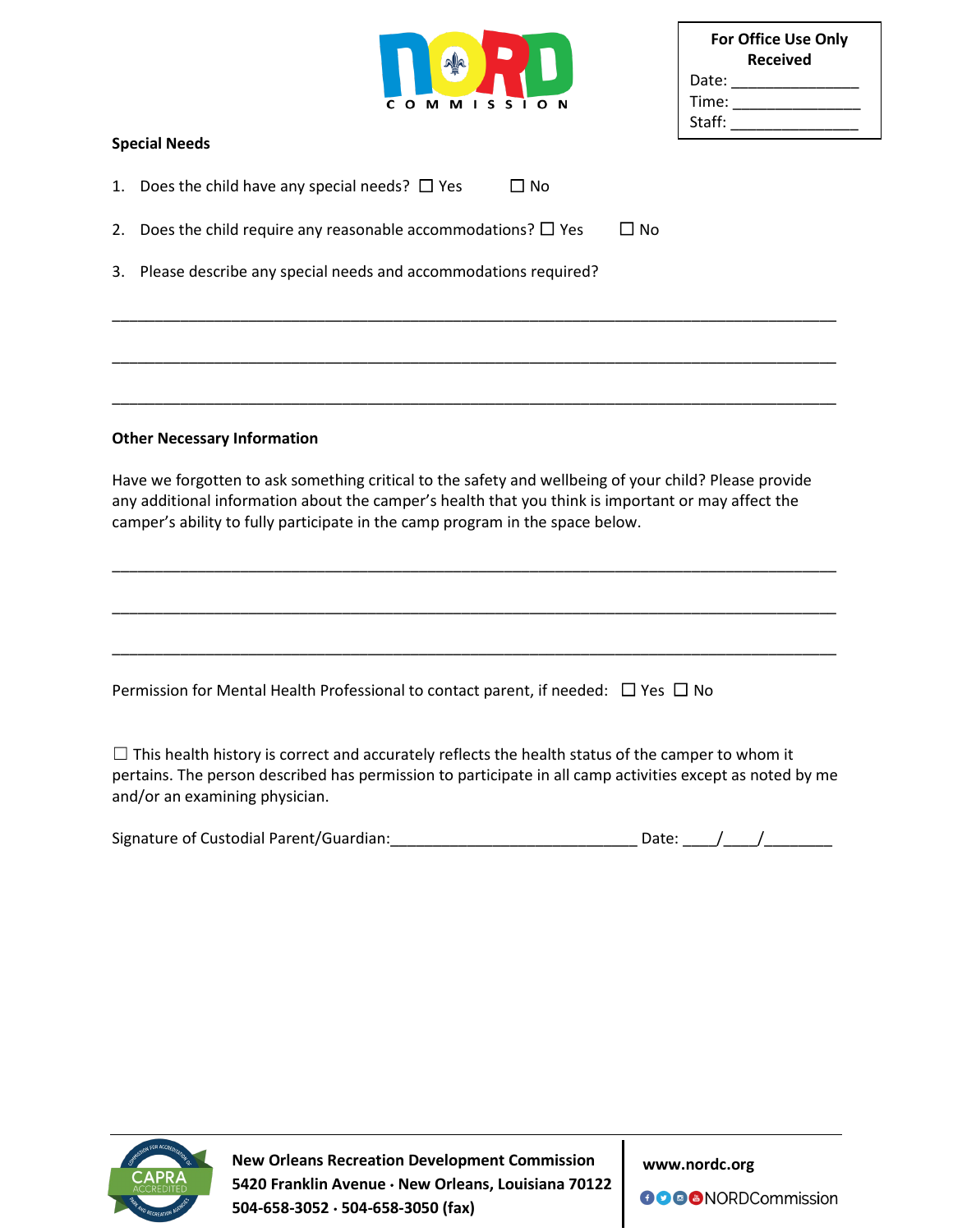**For Office Use Only**
**Received**
Date: _______________
Time: _______________
Staff: _______________

### Special Needs

1. Does the child have any special needs? ☐ Yes ☐ No
2. Does the child require any reasonable accommodations? ☐ Yes ☐ No
3. Please describe any special needs and accommodations required?

_____________________________________________________________________________

_____________________________________________________________________________

_____________________________________________________________________________

### Other Necessary Information

Have we forgotten to ask something critical to the safety and wellbeing of your child? Please provide any additional information about the camper's health that you think is important or may affect the camper's ability to fully participate in the camp program in the space below.

_____________________________________________________________________________

_____________________________________________________________________________

_____________________________________________________________________________

Permission for Mental Health Professional to contact parent, if needed: ☐ Yes ☐ No

☐ This health history is correct and accurately reflects the health status of the camper to whom it pertains. The person described has permission to participate in all camp activities except as noted by me and/or an examining physician.

Signature of Custodial Parent/Guardian:_____________________________ Date: ____/____/________

**New Orleans Recreation Development Commission**
**5420 Franklin Avenue · New Orleans, Louisiana 70122**
**504-658-3052 · 504-658-3050 (fax)**

**www.nordc.org**
NORDCommission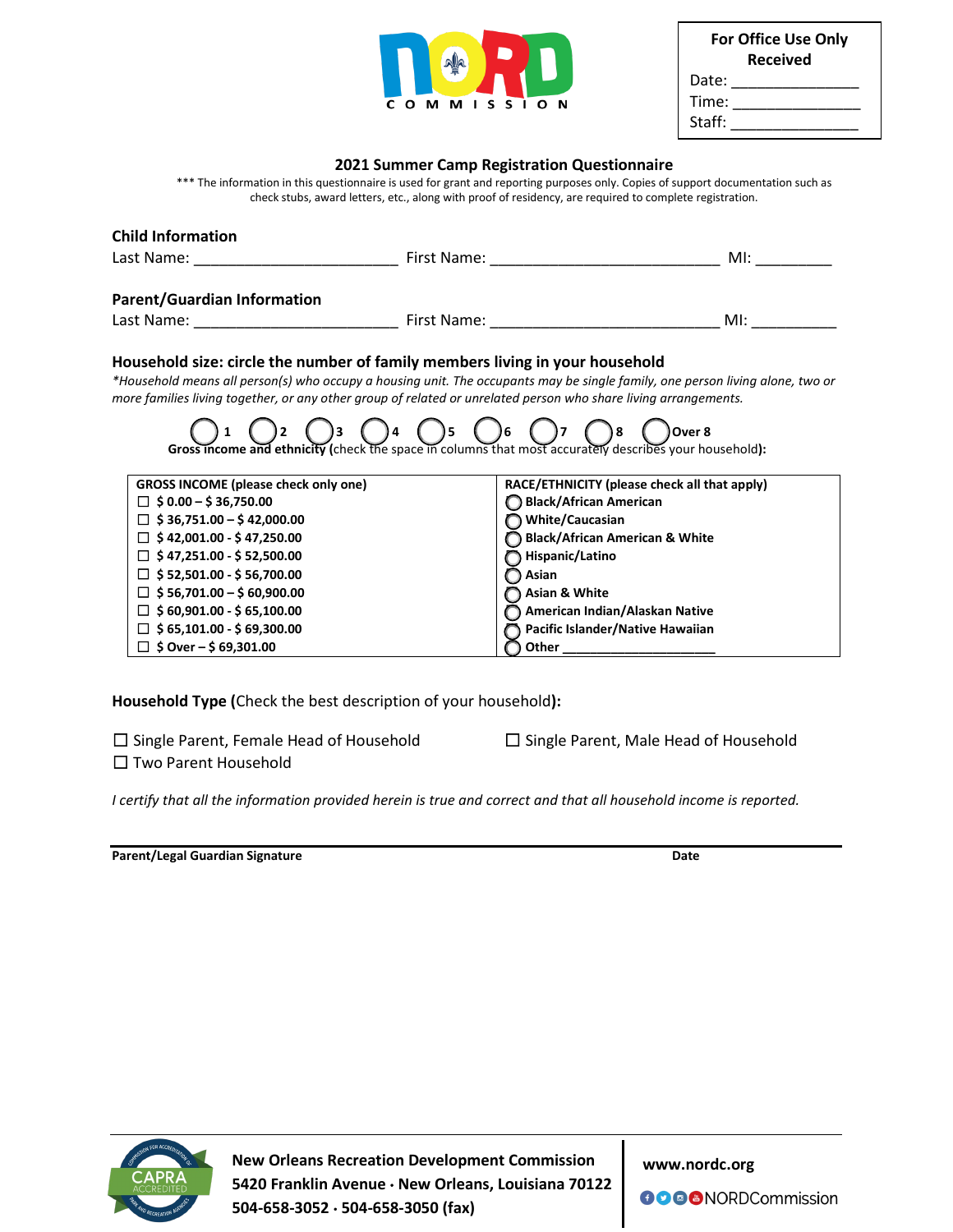NORD COMMISSION

| For Office Use Only Received |
|---|
| Date: _______________ |
| Time: _______________ |
| Staff: _______________ |

## 2021 Summer Camp Registration Questionnaire

*** The information in this questionnaire is used for grant and reporting purposes only. Copies of support documentation such as check stubs, award letters, etc., along with proof of residency, are required to complete registration.

### Child Information

Last Name: ________________________ First Name: ___________________________ MI: _________

### Parent/Guardian Information

Last Name: ________________________ First Name: ___________________________ MI: __________

### Household size: circle the number of family members living in your household

*\*Household means all person(s) who occupy a housing unit. The occupants may be single family, one person living alone, two or more families living together, or any other group of related or unrelated person who share living arrangements.*

◯ 1 ◯ 2 ◯ 3 ◯ 4 ◯ 5 ◯ 6 ◯ 7 ◯ 8 ◯ Over 8

**Gross income and ethnicity** (check the space in columns that most accurately describes your household)**:**

| GROSS INCOME (please check only one) | RACE/ETHNICITY (please check all that apply) |
|---|---|
| ☐ $ 0.00 – $ 36,750.00 | ◯ Black/African American |
| ☐ $ 36,751.00 – $ 42,000.00 | ◯ White/Caucasian |
| ☐ $ 42,001.00 - $ 47,250.00 | ◯ Black/African American & White |
| ☐ $ 47,251.00 - $ 52,500.00 | ◯ Hispanic/Latino |
| ☐ $ 52,501.00 - $ 56,700.00 | ◯ Asian |
| ☐ $ 56,701.00 – $ 60,900.00 | ◯ Asian & White |
| ☐ $ 60,901.00 - $ 65,100.00 | ◯ American Indian/Alaskan Native |
| ☐ $ 65,101.00 - $ 69,300.00 | ◯ Pacific Islander/Native Hawaiian |
| ☐ $ Over – $ 69,301.00 | ◯ Other ____________________ |

**Household Type (**Check the best description of your household**):**

☐ Single Parent, Female Head of Household
☐ Single Parent, Male Head of Household
☐ Two Parent Household

*I certify that all the information provided herein is true and correct and that all household income is reported.*

______________________________________________________________________

**Parent/Legal Guardian Signature** **Date**

CAPRA ACCREDITED

**New Orleans Recreation Development Commission**
**5420 Franklin Avenue · New Orleans, Louisiana 70122**
**504-658-3052 · 504-658-3050 (fax)**

**www.nordc.org**
NORDCommission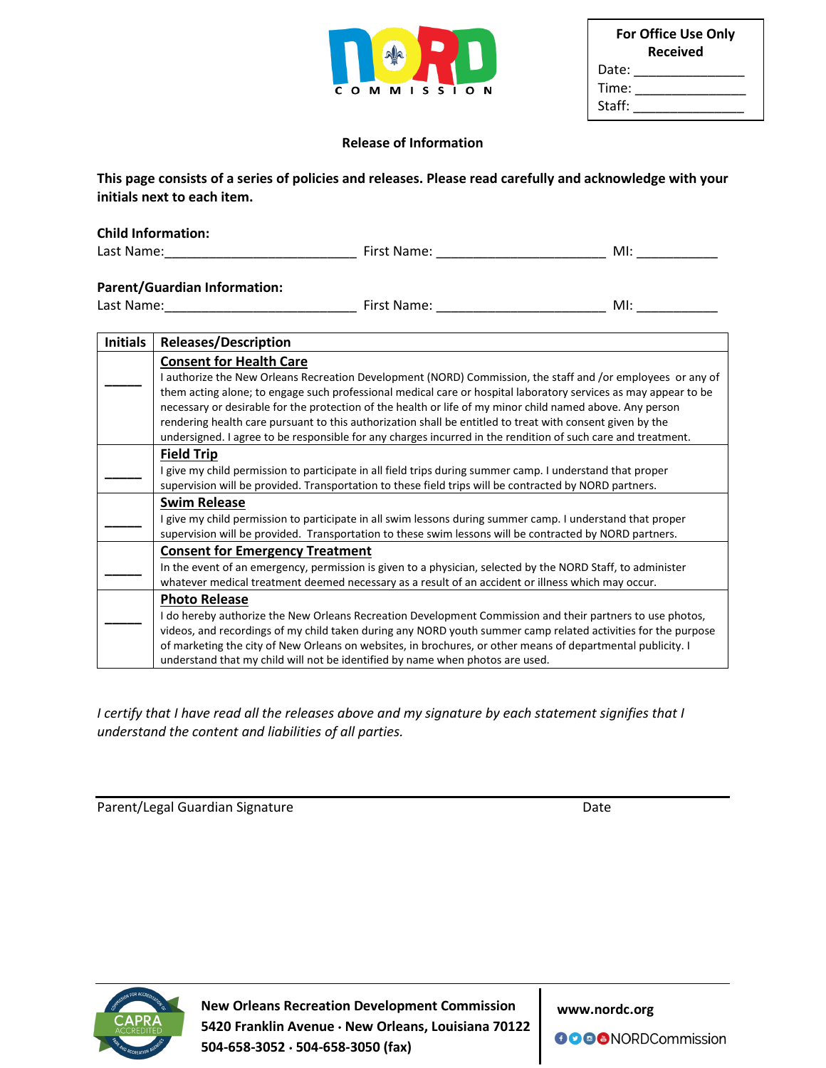NORD COMMISSION

| For Office Use Only Received |
|---|
| Date: _______________ |
| Time: _______________ |
| Staff: _______________ |

## Release of Information

**This page consists of a series of policies and releases. Please read carefully and acknowledge with your initials next to each item.**

**Child Information:**

Last Name:__________________________ First Name: _______________________ MI: ___________

**Parent/Guardian Information:**

Last Name:__________________________ First Name: _______________________ MI: ___________

| Initials | Releases/Description |
|---|---|
| _____ | **Consent for Health Care**<br>I authorize the New Orleans Recreation Development (NORD) Commission, the staff and /or employees or any of them acting alone; to engage such professional medical care or hospital laboratory services as may appear to be necessary or desirable for the protection of the health or life of my minor child named above. Any person rendering health care pursuant to this authorization shall be entitled to treat with consent given by the undersigned. I agree to be responsible for any charges incurred in the rendition of such care and treatment. |
| _____ | **Field Trip**<br>I give my child permission to participate in all field trips during summer camp. I understand that proper supervision will be provided. Transportation to these field trips will be contracted by NORD partners. |
| _____ | **Swim Release**<br>I give my child permission to participate in all swim lessons during summer camp. I understand that proper supervision will be provided. Transportation to these swim lessons will be contracted by NORD partners. |
| _____ | **Consent for Emergency Treatment**<br>In the event of an emergency, permission is given to a physician, selected by the NORD Staff, to administer whatever medical treatment deemed necessary as a result of an accident or illness which may occur. |
| _____ | **Photo Release**<br>I do hereby authorize the New Orleans Recreation Development Commission and their partners to use photos, videos, and recordings of my child taken during any NORD youth summer camp related activities for the purpose of marketing the city of New Orleans on websites, in brochures, or other means of departmental publicity. I understand that my child will not be identified by name when photos are used. |

*I certify that I have read all the releases above and my signature by each statement signifies that I understand the content and liabilities of all parties.*

______________________________________________________________________________

Parent/Legal Guardian Signature                                                                                   Date

**New Orleans Recreation Development Commission**
**5420 Franklin Avenue · New Orleans, Louisiana 70122**
**504-658-3052 · 504-658-3050 (fax)**

**www.nordc.org**

NORDCommission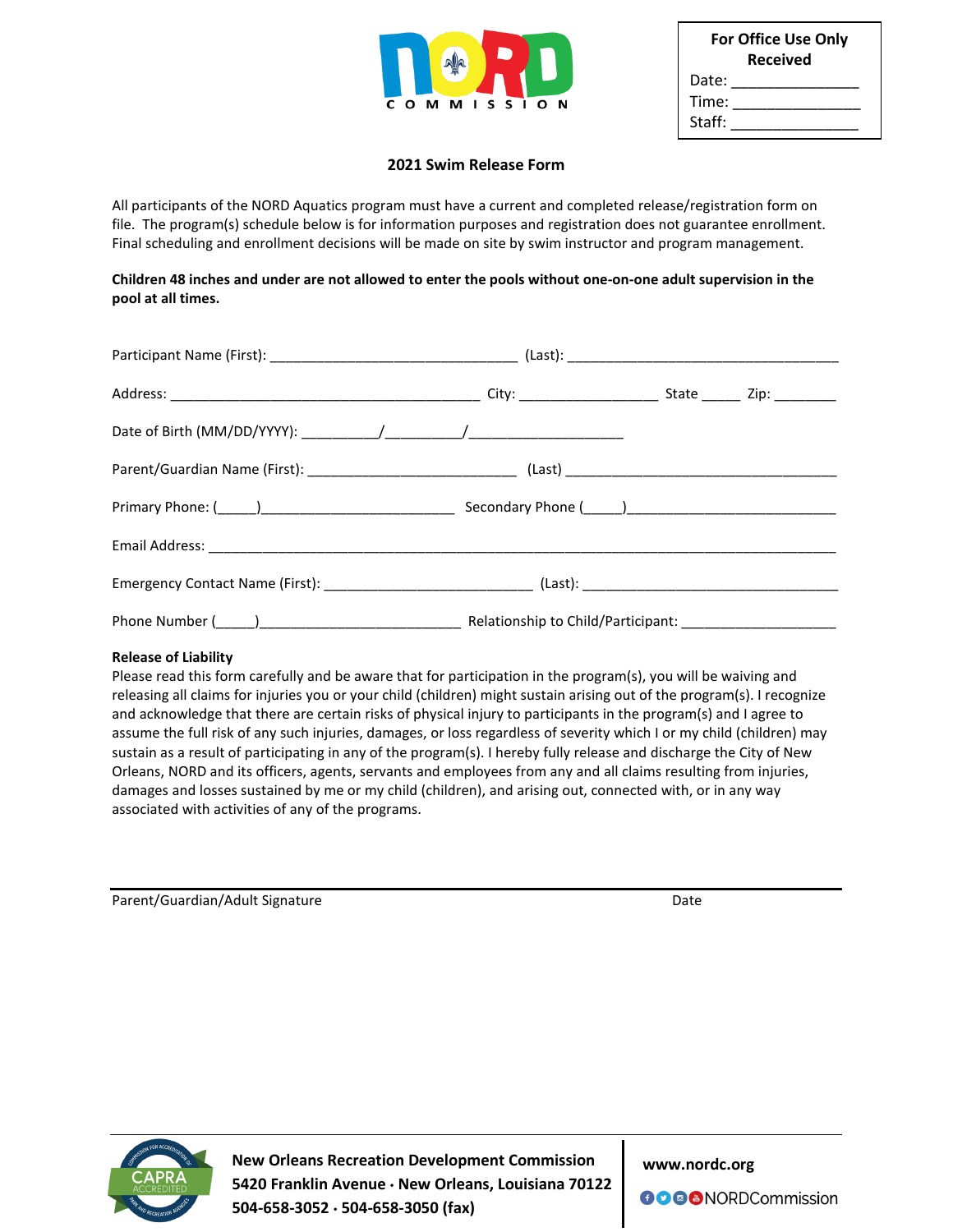NORD COMMISSION

| For Office Use Only Received |
|---|
| Date: _______________ |
| Time: _______________ |
| Staff: _______________ |

**2021 Swim Release Form**

All participants of the NORD Aquatics program must have a current and completed release/registration form on file. The program(s) schedule below is for information purposes and registration does not guarantee enrollment. Final scheduling and enrollment decisions will be made on site by swim instructor and program management.

**Children 48 inches and under are not allowed to enter the pools without one-on-one adult supervision in the pool at all times.**

Participant Name (First): ______________________________ (Last): __________________________________

Address: ______________________________________ City: _________________ State _____ Zip: ________

Date of Birth (MM/DD/YYYY): __________/__________/____________________

Parent/Guardian Name (First): __________________________ (Last) ___________________________________

Primary Phone: (_____)_________________________ Secondary Phone (_____)___________________________

Email Address: ____________________________________________________________________________

Emergency Contact Name (First): __________________________ (Last): _________________________________

Phone Number (_____)__________________________ Relationship to Child/Participant: ___________________

**Release of Liability**

Please read this form carefully and be aware that for participation in the program(s), you will be waiving and releasing all claims for injuries you or your child (children) might sustain arising out of the program(s). I recognize and acknowledge that there are certain risks of physical injury to participants in the program(s) and I agree to assume the full risk of any such injuries, damages, or loss regardless of severity which I or my child (children) may sustain as a result of participating in any of the program(s). I hereby fully release and discharge the City of New Orleans, NORD and its officers, agents, servants and employees from any and all claims resulting from injuries, damages and losses sustained by me or my child (children), and arising out, connected with, or in any way associated with activities of any of the programs.

_______________________________________________________________________________

Parent/Guardian/Adult Signature                                                                 Date

CAPRA ACCREDITED

**New Orleans Recreation Development Commission**
**5420 Franklin Avenue · New Orleans, Louisiana 70122**
**504-658-3052 · 504-658-3050 (fax)**

**www.nordc.org**

NORDCommission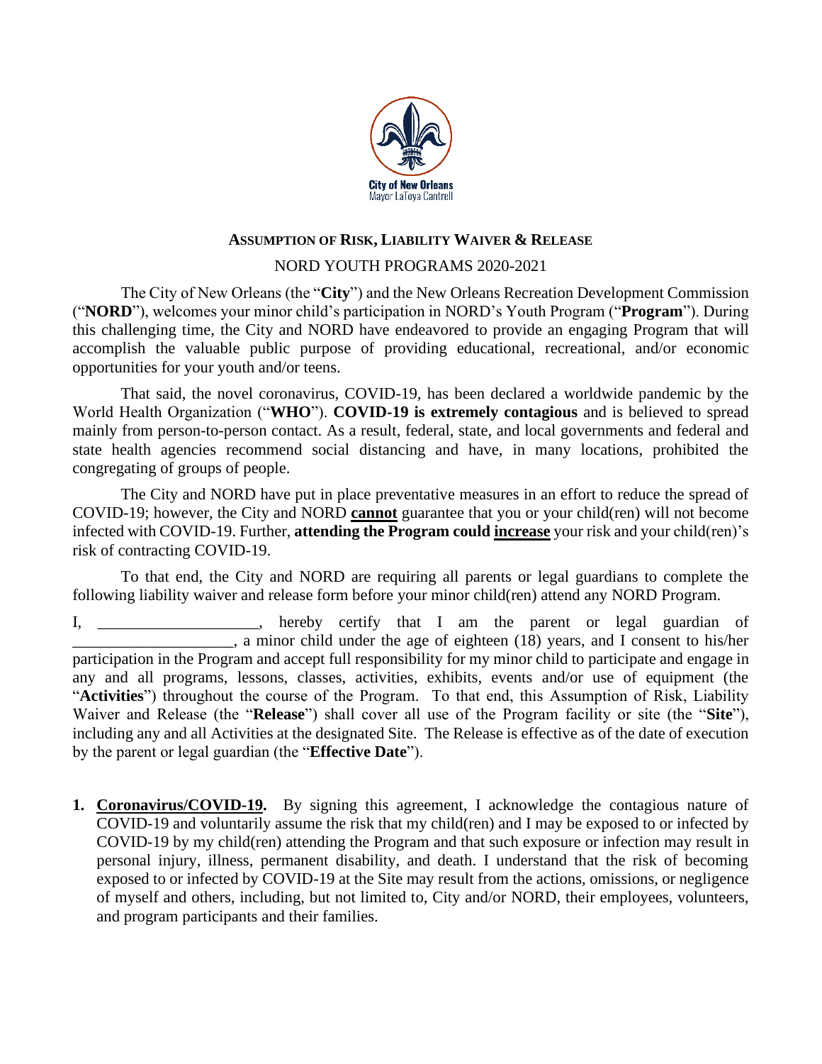City of New Orleans
Mayor LaToya Cantrell

## ASSUMPTION OF RISK, LIABILITY WAIVER & RELEASE

NORD YOUTH PROGRAMS 2020-2021

The City of New Orleans (the "**City**") and the New Orleans Recreation Development Commission ("**NORD**"), welcomes your minor child's participation in NORD's Youth Program ("**Program**"). During this challenging time, the City and NORD have endeavored to provide an engaging Program that will accomplish the valuable public purpose of providing educational, recreational, and/or economic opportunities for your youth and/or teens.

That said, the novel coronavirus, COVID-19, has been declared a worldwide pandemic by the World Health Organization ("**WHO**"). **COVID-19 is extremely contagious** and is believed to spread mainly from person-to-person contact. As a result, federal, state, and local governments and federal and state health agencies recommend social distancing and have, in many locations, prohibited the congregating of groups of people.

The City and NORD have put in place preventative measures in an effort to reduce the spread of COVID-19; however, the City and NORD **cannot** guarantee that you or your child(ren) will not become infected with COVID-19. Further, **attending the Program could increase** your risk and your child(ren)'s risk of contracting COVID-19.

To that end, the City and NORD are requiring all parents or legal guardians to complete the following liability waiver and release form before your minor child(ren) attend any NORD Program.

I, ____________________, hereby certify that I am the parent or legal guardian of ____________________, a minor child under the age of eighteen (18) years, and I consent to his/her participation in the Program and accept full responsibility for my minor child to participate and engage in any and all programs, lessons, classes, activities, exhibits, events and/or use of equipment (the "**Activities**") throughout the course of the Program. To that end, this Assumption of Risk, Liability Waiver and Release (the "**Release**") shall cover all use of the Program facility or site (the "**Site**"), including any and all Activities at the designated Site. The Release is effective as of the date of execution by the parent or legal guardian (the "**Effective Date**").

1. **Coronavirus/COVID-19.** By signing this agreement, I acknowledge the contagious nature of COVID-19 and voluntarily assume the risk that my child(ren) and I may be exposed to or infected by COVID-19 by my child(ren) attending the Program and that such exposure or infection may result in personal injury, illness, permanent disability, and death. I understand that the risk of becoming exposed to or infected by COVID-19 at the Site may result from the actions, omissions, or negligence of myself and others, including, but not limited to, City and/or NORD, their employees, volunteers, and program participants and their families.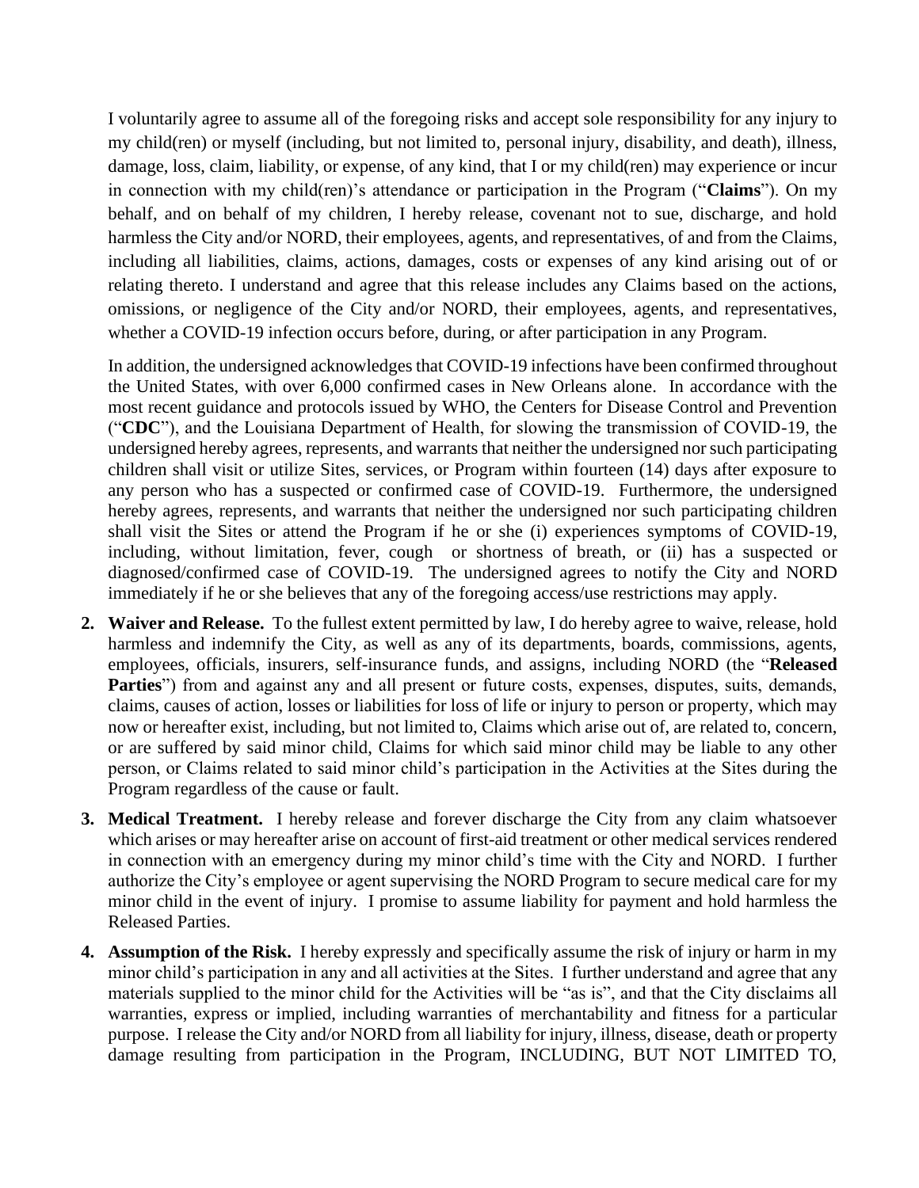I voluntarily agree to assume all of the foregoing risks and accept sole responsibility for any injury to my child(ren) or myself (including, but not limited to, personal injury, disability, and death), illness, damage, loss, claim, liability, or expense, of any kind, that I or my child(ren) may experience or incur in connection with my child(ren)'s attendance or participation in the Program ("**Claims**"). On my behalf, and on behalf of my children, I hereby release, covenant not to sue, discharge, and hold harmless the City and/or NORD, their employees, agents, and representatives, of and from the Claims, including all liabilities, claims, actions, damages, costs or expenses of any kind arising out of or relating thereto. I understand and agree that this release includes any Claims based on the actions, omissions, or negligence of the City and/or NORD, their employees, agents, and representatives, whether a COVID-19 infection occurs before, during, or after participation in any Program.

In addition, the undersigned acknowledges that COVID-19 infections have been confirmed throughout the United States, with over 6,000 confirmed cases in New Orleans alone. In accordance with the most recent guidance and protocols issued by WHO, the Centers for Disease Control and Prevention ("**CDC**"), and the Louisiana Department of Health, for slowing the transmission of COVID-19, the undersigned hereby agrees, represents, and warrants that neither the undersigned nor such participating children shall visit or utilize Sites, services, or Program within fourteen (14) days after exposure to any person who has a suspected or confirmed case of COVID-19. Furthermore, the undersigned hereby agrees, represents, and warrants that neither the undersigned nor such participating children shall visit the Sites or attend the Program if he or she (i) experiences symptoms of COVID-19, including, without limitation, fever, cough or shortness of breath, or (ii) has a suspected or diagnosed/confirmed case of COVID-19. The undersigned agrees to notify the City and NORD immediately if he or she believes that any of the foregoing access/use restrictions may apply.

2. **Waiver and Release.** To the fullest extent permitted by law, I do hereby agree to waive, release, hold harmless and indemnify the City, as well as any of its departments, boards, commissions, agents, employees, officials, insurers, self-insurance funds, and assigns, including NORD (the "**Released Parties**") from and against any and all present or future costs, expenses, disputes, suits, demands, claims, causes of action, losses or liabilities for loss of life or injury to person or property, which may now or hereafter exist, including, but not limited to, Claims which arise out of, are related to, concern, or are suffered by said minor child, Claims for which said minor child may be liable to any other person, or Claims related to said minor child's participation in the Activities at the Sites during the Program regardless of the cause or fault.

3. **Medical Treatment.** I hereby release and forever discharge the City from any claim whatsoever which arises or may hereafter arise on account of first-aid treatment or other medical services rendered in connection with an emergency during my minor child's time with the City and NORD. I further authorize the City's employee or agent supervising the NORD Program to secure medical care for my minor child in the event of injury. I promise to assume liability for payment and hold harmless the Released Parties.

4. **Assumption of the Risk.** I hereby expressly and specifically assume the risk of injury or harm in my minor child's participation in any and all activities at the Sites. I further understand and agree that any materials supplied to the minor child for the Activities will be "as is", and that the City disclaims all warranties, express or implied, including warranties of merchantability and fitness for a particular purpose. I release the City and/or NORD from all liability for injury, illness, disease, death or property damage resulting from participation in the Program, INCLUDING, BUT NOT LIMITED TO,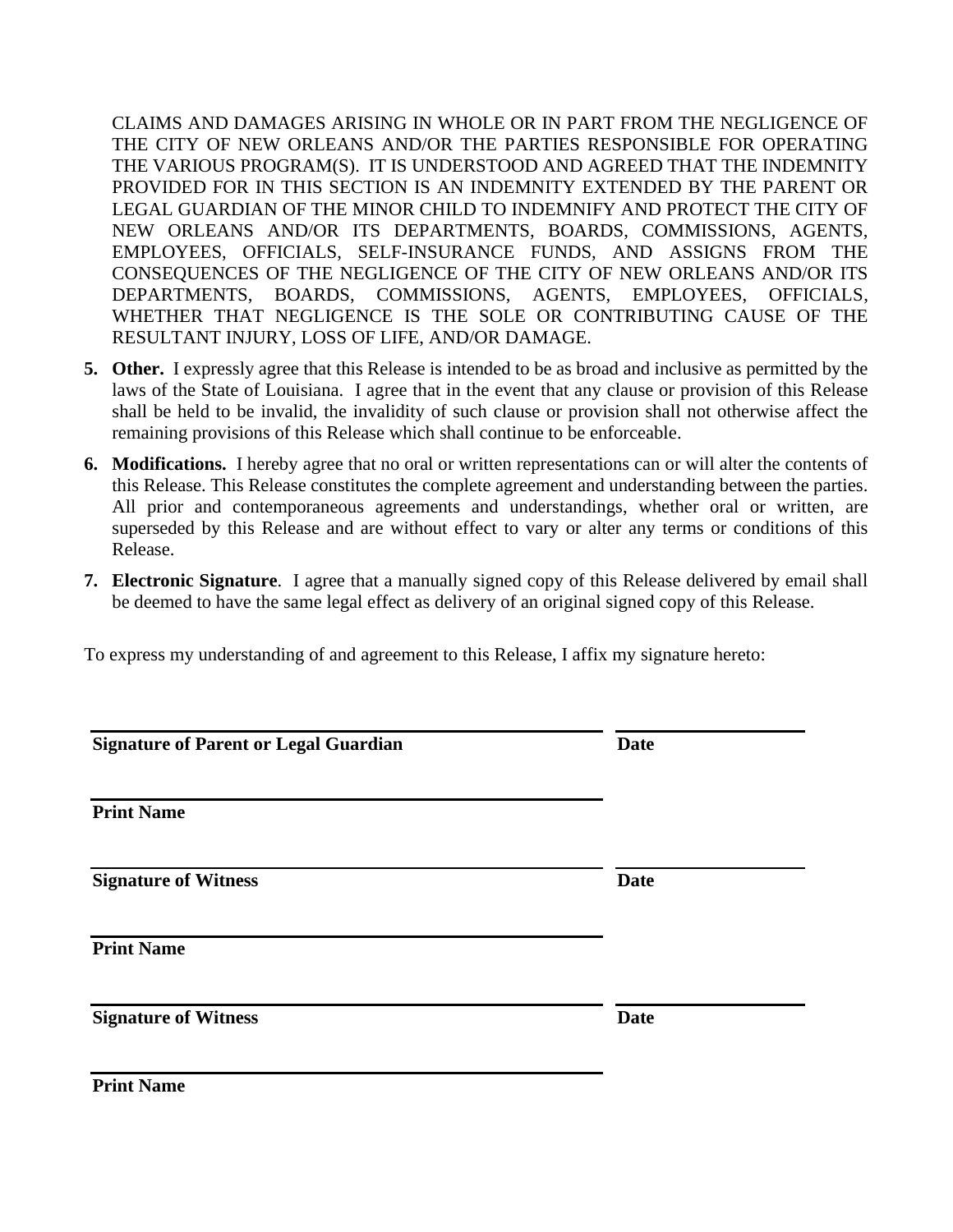CLAIMS AND DAMAGES ARISING IN WHOLE OR IN PART FROM THE NEGLIGENCE OF THE CITY OF NEW ORLEANS AND/OR THE PARTIES RESPONSIBLE FOR OPERATING THE VARIOUS PROGRAM(S). IT IS UNDERSTOOD AND AGREED THAT THE INDEMNITY PROVIDED FOR IN THIS SECTION IS AN INDEMNITY EXTENDED BY THE PARENT OR LEGAL GUARDIAN OF THE MINOR CHILD TO INDEMNIFY AND PROTECT THE CITY OF NEW ORLEANS AND/OR ITS DEPARTMENTS, BOARDS, COMMISSIONS, AGENTS, EMPLOYEES, OFFICIALS, SELF-INSURANCE FUNDS, AND ASSIGNS FROM THE CONSEQUENCES OF THE NEGLIGENCE OF THE CITY OF NEW ORLEANS AND/OR ITS DEPARTMENTS, BOARDS, COMMISSIONS, AGENTS, EMPLOYEES, OFFICIALS, WHETHER THAT NEGLIGENCE IS THE SOLE OR CONTRIBUTING CAUSE OF THE RESULTANT INJURY, LOSS OF LIFE, AND/OR DAMAGE.

5. **Other.** I expressly agree that this Release is intended to be as broad and inclusive as permitted by the laws of the State of Louisiana. I agree that in the event that any clause or provision of this Release shall be held to be invalid, the invalidity of such clause or provision shall not otherwise affect the remaining provisions of this Release which shall continue to be enforceable.

6. **Modifications.** I hereby agree that no oral or written representations can or will alter the contents of this Release. This Release constitutes the complete agreement and understanding between the parties. All prior and contemporaneous agreements and understandings, whether oral or written, are superseded by this Release and are without effect to vary or alter any terms or conditions of this Release.

7. **Electronic Signature**. I agree that a manually signed copy of this Release delivered by email shall be deemed to have the same legal effect as delivery of an original signed copy of this Release.

To express my understanding of and agreement to this Release, I affix my signature hereto:

______________________________________ ____________
**Signature of Parent or Legal Guardian** **Date**

______________________________________
**Print Name**

______________________________________ ____________
**Signature of Witness** **Date**

______________________________________
**Print Name**

______________________________________ ____________
**Signature of Witness** **Date**

______________________________________
**Print Name**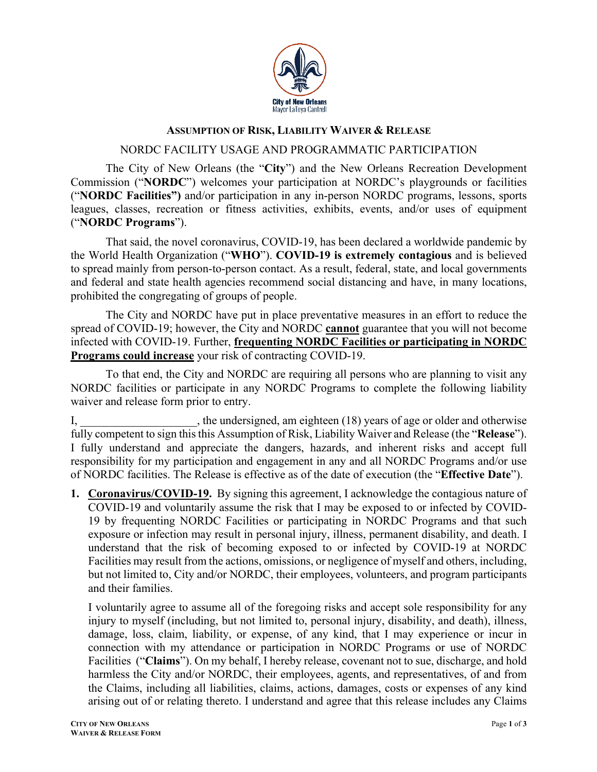**City of New Orleans**
Mayor LaToya Cantrell

## ASSUMPTION OF RISK, LIABILITY WAIVER & RELEASE

NORDC FACILITY USAGE AND PROGRAMMATIC PARTICIPATION

The City of New Orleans (the "**City**") and the New Orleans Recreation Development Commission ("**NORDC**") welcomes your participation at NORDC's playgrounds or facilities ("**NORDC Facilities")** and/or participation in any in-person NORDC programs, lessons, sports leagues, classes, recreation or fitness activities, exhibits, events, and/or uses of equipment ("**NORDC Programs**").

That said, the novel coronavirus, COVID-19, has been declared a worldwide pandemic by the World Health Organization ("**WHO**"). **COVID-19 is extremely contagious** and is believed to spread mainly from person-to-person contact. As a result, federal, state, and local governments and federal and state health agencies recommend social distancing and have, in many locations, prohibited the congregating of groups of people.

The City and NORDC have put in place preventative measures in an effort to reduce the spread of COVID-19; however, the City and NORDC **cannot** guarantee that you will not become infected with COVID-19. Further, **frequenting NORDC Facilities or participating in NORDC Programs could increase** your risk of contracting COVID-19.

To that end, the City and NORDC are requiring all persons who are planning to visit any NORDC facilities or participate in any NORDC Programs to complete the following liability waiver and release form prior to entry.

I, ____________________, the undersigned, am eighteen (18) years of age or older and otherwise fully competent to sign this this Assumption of Risk, Liability Waiver and Release (the "**Release**"). I fully understand and appreciate the dangers, hazards, and inherent risks and accept full responsibility for my participation and engagement in any and all NORDC Programs and/or use of NORDC facilities. The Release is effective as of the date of execution (the "**Effective Date**").

1. **Coronavirus/COVID-19.** By signing this agreement, I acknowledge the contagious nature of COVID-19 and voluntarily assume the risk that I may be exposed to or infected by COVID-19 by frequenting NORDC Facilities or participating in NORDC Programs and that such exposure or infection may result in personal injury, illness, permanent disability, and death. I understand that the risk of becoming exposed to or infected by COVID-19 at NORDC Facilities may result from the actions, omissions, or negligence of myself and others, including, but not limited to, City and/or NORDC, their employees, volunteers, and program participants and their families.

   I voluntarily agree to assume all of the foregoing risks and accept sole responsibility for any injury to myself (including, but not limited to, personal injury, disability, and death), illness, damage, loss, claim, liability, or expense, of any kind, that I may experience or incur in connection with my attendance or participation in NORDC Programs or use of NORDC Facilities ("**Claims**"). On my behalf, I hereby release, covenant not to sue, discharge, and hold harmless the City and/or NORDC, their employees, agents, and representatives, of and from the Claims, including all liabilities, claims, actions, damages, costs or expenses of any kind arising out of or relating thereto. I understand and agree that this release includes any Claims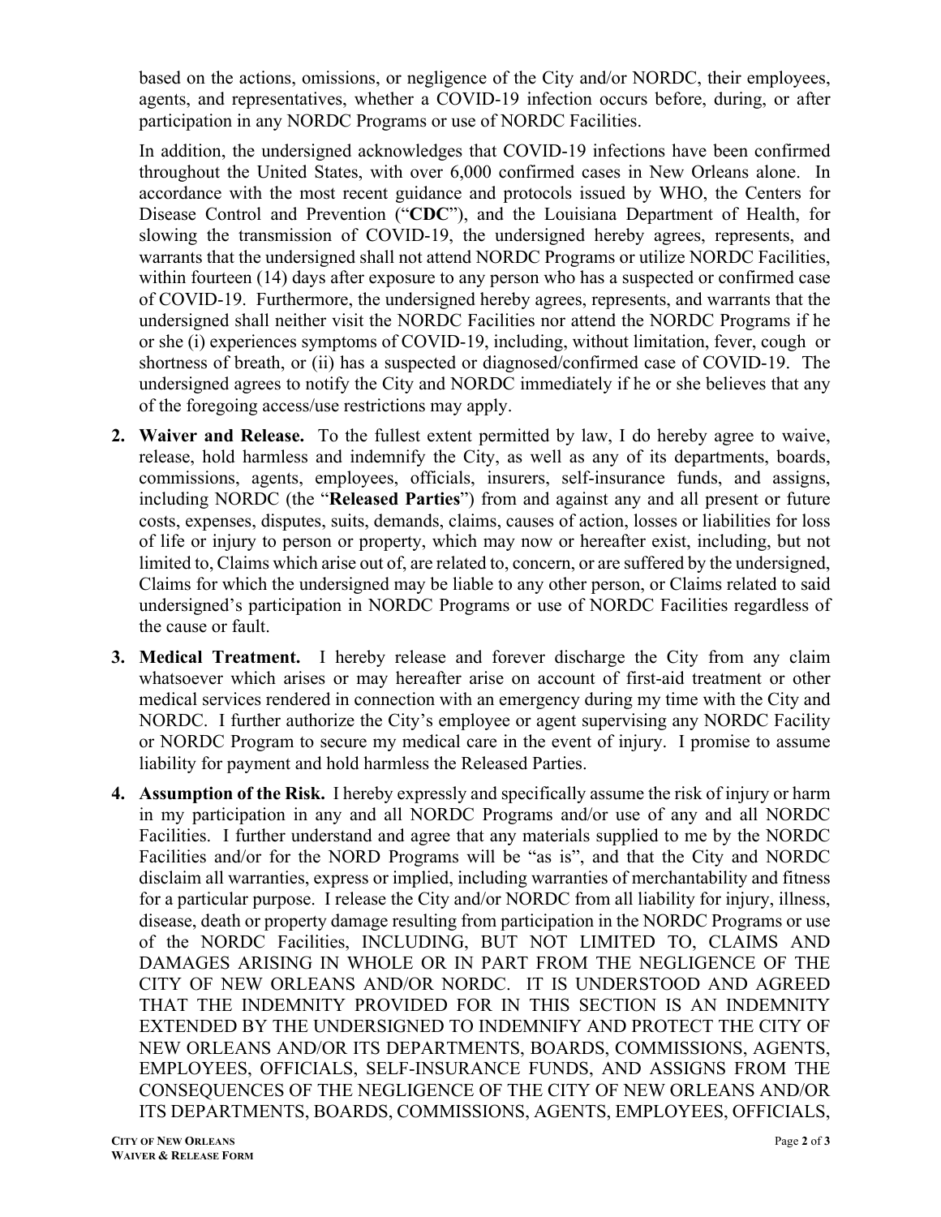based on the actions, omissions, or negligence of the City and/or NORDC, their employees, agents, and representatives, whether a COVID-19 infection occurs before, during, or after participation in any NORDC Programs or use of NORDC Facilities.

In addition, the undersigned acknowledges that COVID-19 infections have been confirmed throughout the United States, with over 6,000 confirmed cases in New Orleans alone. In accordance with the most recent guidance and protocols issued by WHO, the Centers for Disease Control and Prevention ("**CDC**"), and the Louisiana Department of Health, for slowing the transmission of COVID-19, the undersigned hereby agrees, represents, and warrants that the undersigned shall not attend NORDC Programs or utilize NORDC Facilities, within fourteen (14) days after exposure to any person who has a suspected or confirmed case of COVID-19. Furthermore, the undersigned hereby agrees, represents, and warrants that the undersigned shall neither visit the NORDC Facilities nor attend the NORDC Programs if he or she (i) experiences symptoms of COVID-19, including, without limitation, fever, cough or shortness of breath, or (ii) has a suspected or diagnosed/confirmed case of COVID-19. The undersigned agrees to notify the City and NORDC immediately if he or she believes that any of the foregoing access/use restrictions may apply.

2. **Waiver and Release.** To the fullest extent permitted by law, I do hereby agree to waive, release, hold harmless and indemnify the City, as well as any of its departments, boards, commissions, agents, employees, officials, insurers, self-insurance funds, and assigns, including NORDC (the "**Released Parties**") from and against any and all present or future costs, expenses, disputes, suits, demands, claims, causes of action, losses or liabilities for loss of life or injury to person or property, which may now or hereafter exist, including, but not limited to, Claims which arise out of, are related to, concern, or are suffered by the undersigned, Claims for which the undersigned may be liable to any other person, or Claims related to said undersigned's participation in NORDC Programs or use of NORDC Facilities regardless of the cause or fault.

3. **Medical Treatment.** I hereby release and forever discharge the City from any claim whatsoever which arises or may hereafter arise on account of first-aid treatment or other medical services rendered in connection with an emergency during my time with the City and NORDC. I further authorize the City's employee or agent supervising any NORDC Facility or NORDC Program to secure my medical care in the event of injury. I promise to assume liability for payment and hold harmless the Released Parties.

4. **Assumption of the Risk.** I hereby expressly and specifically assume the risk of injury or harm in my participation in any and all NORDC Programs and/or use of any and all NORDC Facilities. I further understand and agree that any materials supplied to me by the NORDC Facilities and/or for the NORD Programs will be "as is", and that the City and NORDC disclaim all warranties, express or implied, including warranties of merchantability and fitness for a particular purpose. I release the City and/or NORDC from all liability for injury, illness, disease, death or property damage resulting from participation in the NORDC Programs or use of the NORDC Facilities, INCLUDING, BUT NOT LIMITED TO, CLAIMS AND DAMAGES ARISING IN WHOLE OR IN PART FROM THE NEGLIGENCE OF THE CITY OF NEW ORLEANS AND/OR NORDC. IT IS UNDERSTOOD AND AGREED THAT THE INDEMNITY PROVIDED FOR IN THIS SECTION IS AN INDEMNITY EXTENDED BY THE UNDERSIGNED TO INDEMNIFY AND PROTECT THE CITY OF NEW ORLEANS AND/OR ITS DEPARTMENTS, BOARDS, COMMISSIONS, AGENTS, EMPLOYEES, OFFICIALS, SELF-INSURANCE FUNDS, AND ASSIGNS FROM THE CONSEQUENCES OF THE NEGLIGENCE OF THE CITY OF NEW ORLEANS AND/OR ITS DEPARTMENTS, BOARDS, COMMISSIONS, AGENTS, EMPLOYEES, OFFICIALS,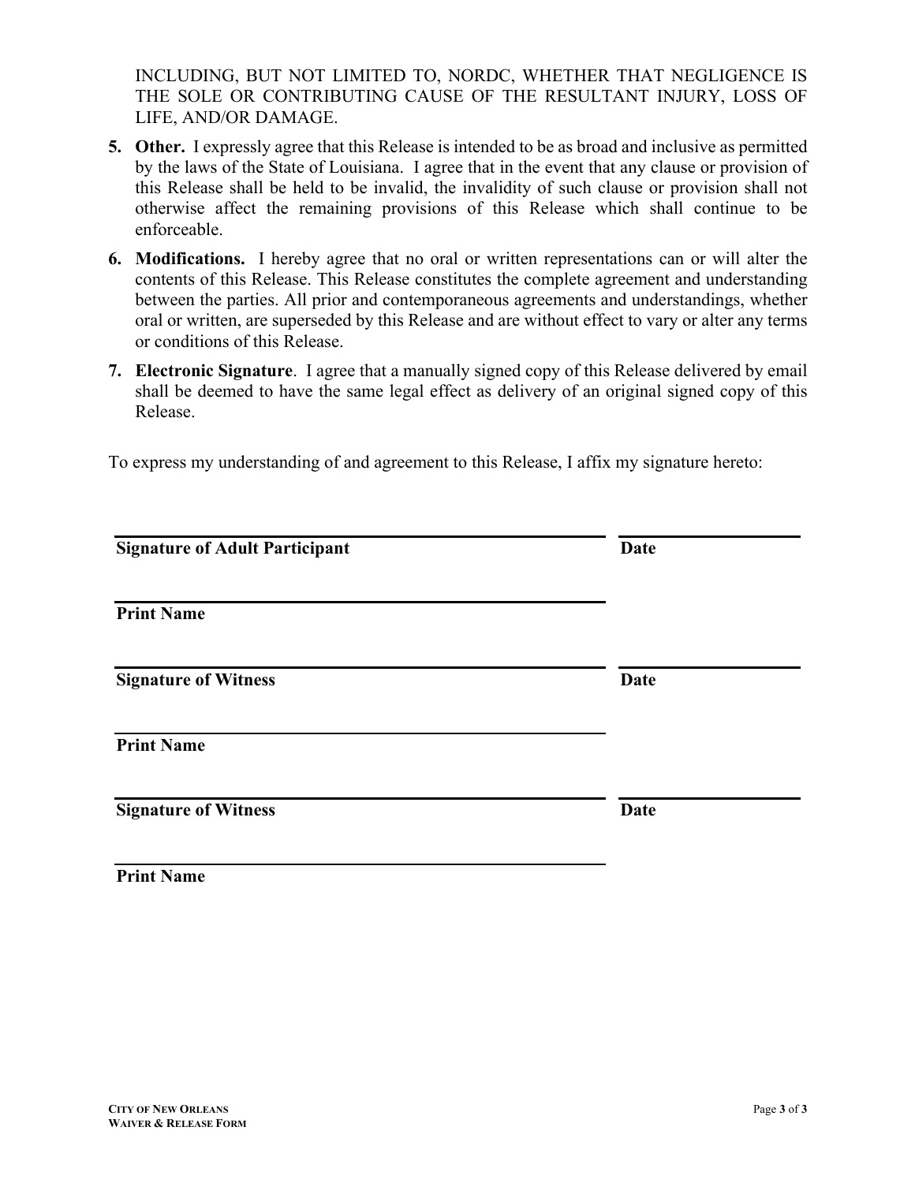INCLUDING, BUT NOT LIMITED TO, NORDC, WHETHER THAT NEGLIGENCE IS THE SOLE OR CONTRIBUTING CAUSE OF THE RESULTANT INJURY, LOSS OF LIFE, AND/OR DAMAGE.

5. **Other.** I expressly agree that this Release is intended to be as broad and inclusive as permitted by the laws of the State of Louisiana. I agree that in the event that any clause or provision of this Release shall be held to be invalid, the invalidity of such clause or provision shall not otherwise affect the remaining provisions of this Release which shall continue to be enforceable.

6. **Modifications.** I hereby agree that no oral or written representations can or will alter the contents of this Release. This Release constitutes the complete agreement and understanding between the parties. All prior and contemporaneous agreements and understandings, whether oral or written, are superseded by this Release and are without effect to vary or alter any terms or conditions of this Release.

7. **Electronic Signature**. I agree that a manually signed copy of this Release delivered by email shall be deemed to have the same legal effect as delivery of an original signed copy of this Release.

To express my understanding of and agreement to this Release, I affix my signature hereto:

\_\_\_\_\_\_\_\_\_\_\_\_\_\_\_\_\_\_\_\_\_\_\_\_\_\_\_\_\_\_\_\_\_\_\_\_\_\_\_\_ \_\_\_\_\_\_\_\_\_\_\_\_\_\_\_\_
**Signature of Adult Participant** **Date**

\_\_\_\_\_\_\_\_\_\_\_\_\_\_\_\_\_\_\_\_\_\_\_\_\_\_\_\_\_\_\_\_\_\_\_\_\_\_\_\_
**Print Name**

\_\_\_\_\_\_\_\_\_\_\_\_\_\_\_\_\_\_\_\_\_\_\_\_\_\_\_\_\_\_\_\_\_\_\_\_\_\_\_\_ \_\_\_\_\_\_\_\_\_\_\_\_\_\_\_\_
**Signature of Witness** **Date**

\_\_\_\_\_\_\_\_\_\_\_\_\_\_\_\_\_\_\_\_\_\_\_\_\_\_\_\_\_\_\_\_\_\_\_\_\_\_\_\_
**Print Name**

\_\_\_\_\_\_\_\_\_\_\_\_\_\_\_\_\_\_\_\_\_\_\_\_\_\_\_\_\_\_\_\_\_\_\_\_\_\_\_\_ \_\_\_\_\_\_\_\_\_\_\_\_\_\_\_\_
**Signature of Witness** **Date**

\_\_\_\_\_\_\_\_\_\_\_\_\_\_\_\_\_\_\_\_\_\_\_\_\_\_\_\_\_\_\_\_\_\_\_\_\_\_\_\_
**Print Name**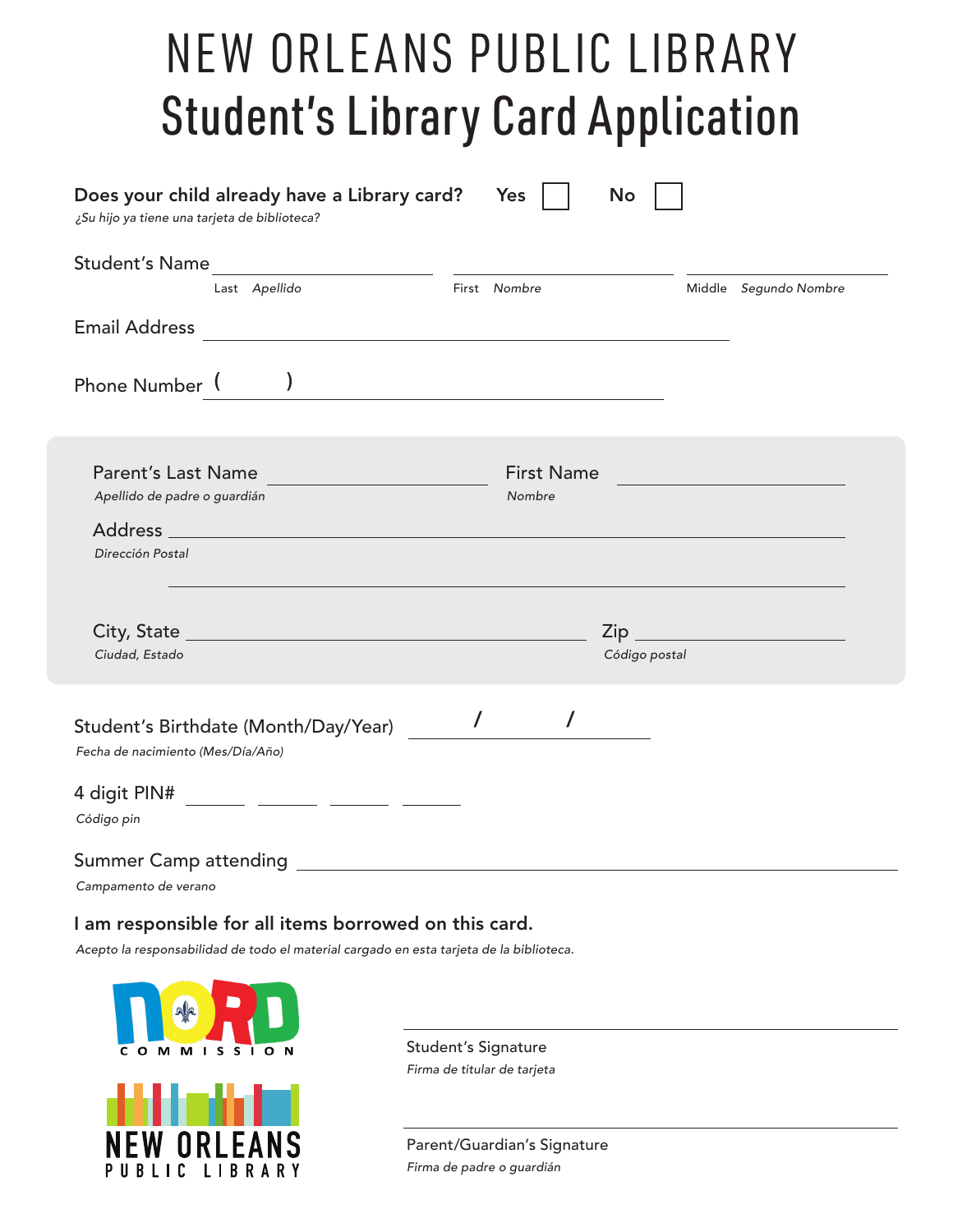# NEW ORLEANS PUBLIC LIBRARY
# Student's Library Card Application

**Does your child already have a Library card?** **Yes** ☐ **No** ☐
*¿Su hijo ya tiene una tarjeta de biblioteca?*

Student's Name ______________________ ______________________ ______________________
Last *Apellido* First *Nombre* Middle *Segundo Nombre*

Email Address ____________________________________________

Phone Number ( ) ______________________________

Parent's Last Name ______________________ First Name ______________________
*Apellido de padre o guardián* *Nombre*

Address ____________________________________________
*Dirección Postal*

____________________________________________

City, State ______________________ Zip ______________
*Ciudad, Estado* *Código postal*

Student's Birthdate (Month/Day/Year) _____ / _____ / _____
*Fecha de nacimiento (Mes/Día/Año)*

4 digit PIN# ___ ___ ___ ___
*Código pin*

Summer Camp attending ____________________________________________
*Campamento de verano*

**I am responsible for all items borrowed on this card.**
*Acepto la responsabilidad de todo el material cargado en esta tarjeta de la biblioteca.*

NORD COMMISSION

NEW ORLEANS PUBLIC LIBRARY

______________________________
Student's Signature
*Firma de titular de tarjeta*

______________________________
Parent/Guardian's Signature
*Firma de padre o guardián*